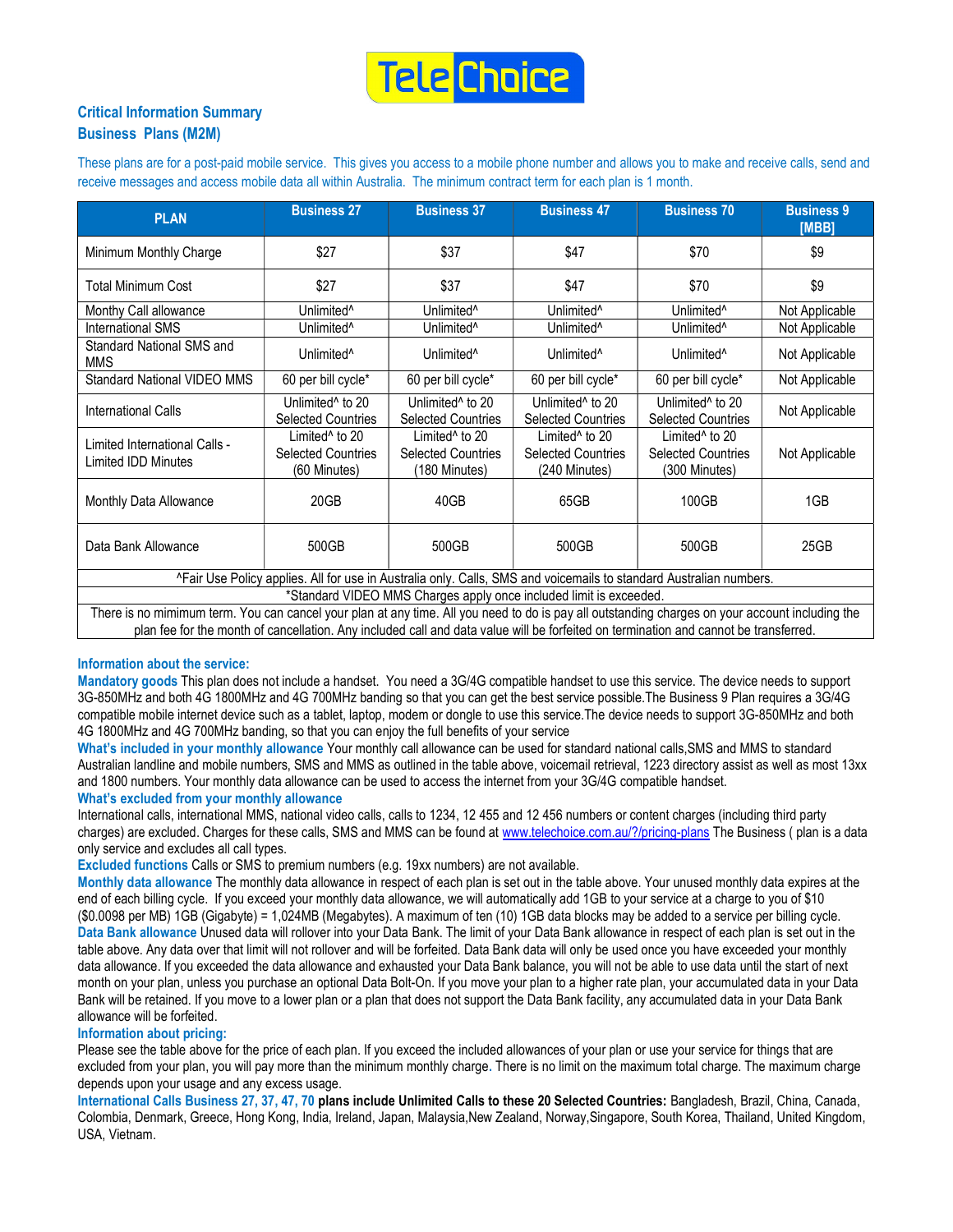# TeleChoice

## Critical Information Summary
## Business Plans (M2M)

These plans are for a post-paid mobile service. This gives you access to a mobile phone number and allows you to make and receive calls, send and receive messages and access mobile data all within Australia. The minimum contract term for each plan is 1 month.

| PLAN | Business 27 | Business 37 | Business 47 | Business 70 | Business 9 [MBB] |
|---|---|---|---|---|---|
| Minimum Monthly Charge | $27 | $37 | $47 | $70 | $9 |
| Total Minimum Cost | $27 | $37 | $47 | $70 | $9 |
| Monthy Call allowance | Unlimited^ | Unlimited^ | Unlimited^ | Unlimited^ | Not Applicable |
| International SMS | Unlimited^ | Unlimited^ | Unlimited^ | Unlimited^ | Not Applicable |
| Standard National SMS and MMS | Unlimited^ | Unlimited^ | Unlimited^ | Unlimited^ | Not Applicable |
| Standard National VIDEO MMS | 60 per bill cycle* | 60 per bill cycle* | 60 per bill cycle* | 60 per bill cycle* | Not Applicable |
| International Calls | Unlimited^ to 20 Selected Countries | Unlimited^ to 20 Selected Countries | Unlimited^ to 20 Selected Countries | Unlimited^ to 20 Selected Countries | Not Applicable |
| Limited International Calls - Limited IDD Minutes | Limited^ to 20 Selected Countries (60 Minutes) | Limited^ to 20 Selected Countries (180 Minutes) | Limited^ to 20 Selected Countries (240 Minutes) | Limited^ to 20 Selected Countries (300 Minutes) | Not Applicable |
| Monthly Data Allowance | 20GB | 40GB | 65GB | 100GB | 1GB |
| Data Bank Allowance | 500GB | 500GB | 500GB | 500GB | 25GB |

^Fair Use Policy applies. All for use in Australia only. Calls, SMS and voicemails to standard Australian numbers.

*Standard VIDEO MMS Charges apply once included limit is exceeded.

There is no mimimum term. You can cancel your plan at any time. All you need to do is pay all outstanding charges on your account including the plan fee for the month of cancellation. Any included call and data value will be forfeited on termination and cannot be transferred.

### Information about the service:

**Mandatory goods** This plan does not include a handset. You need a 3G/4G compatible handset to use this service. The device needs to support 3G-850MHz and both 4G 1800MHz and 4G 700MHz banding so that you can get the best service possible.The Business 9 Plan requires a 3G/4G compatible mobile internet device such as a tablet, laptop, modem or dongle to use this service.The device needs to support 3G-850MHz and both 4G 1800MHz and 4G 700MHz banding, so that you can enjoy the full benefits of your service

**What's included in your monthly allowance** Your monthly call allowance can be used for standard national calls,SMS and MMS to standard Australian landline and mobile numbers, SMS and MMS as outlined in the table above, voicemail retrieval, 1223 directory assist as well as most 13xx and 1800 numbers. Your monthly data allowance can be used to access the internet from your 3G/4G compatible handset.

**What's excluded from your monthly allowance**

International calls, international MMS, national video calls, calls to 1234, 12 455 and 12 456 numbers or content charges (including third party charges) are excluded. Charges for these calls, SMS and MMS can be found at www.telechoice.com.au/?/pricing-plans The Business ( plan is a data only service and excludes all call types.

**Excluded functions** Calls or SMS to premium numbers (e.g. 19xx numbers) are not available.

**Monthly data allowance** The monthly data allowance in respect of each plan is set out in the table above. Your unused monthly data expires at the end of each billing cycle. If you exceed your monthly data allowance, we will automatically add 1GB to your service at a charge to you of $10 ($0.0098 per MB) 1GB (Gigabyte) = 1,024MB (Megabytes). A maximum of ten (10) 1GB data blocks may be added to a service per billing cycle.

**Data Bank allowance** Unused data will rollover into your Data Bank. The limit of your Data Bank allowance in respect of each plan is set out in the table above. Any data over that limit will not rollover and will be forfeited. Data Bank data will only be used once you have exceeded your monthly data allowance. If you exceeded the data allowance and exhausted your Data Bank balance, you will not be able to use data until the start of next month on your plan, unless you purchase an optional Data Bolt-On. If you move your plan to a higher rate plan, your accumulated data in your Data Bank will be retained. If you move to a lower plan or a plan that does not support the Data Bank facility, any accumulated data in your Data Bank allowance will be forfeited.

### Information about pricing:

Please see the table above for the price of each plan. If you exceed the included allowances of your plan or use your service for things that are excluded from your plan, you will pay more than the minimum monthly charge. There is no limit on the maximum total charge. The maximum charge depends upon your usage and any excess usage.

**International Calls Business 27, 37, 47, 70 plans include Unlimited Calls to these 20 Selected Countries:** Bangladesh, Brazil, China, Canada, Colombia, Denmark, Greece, Hong Kong, India, Ireland, Japan, Malaysia,New Zealand, Norway,Singapore, South Korea, Thailand, United Kingdom, USA, Vietnam.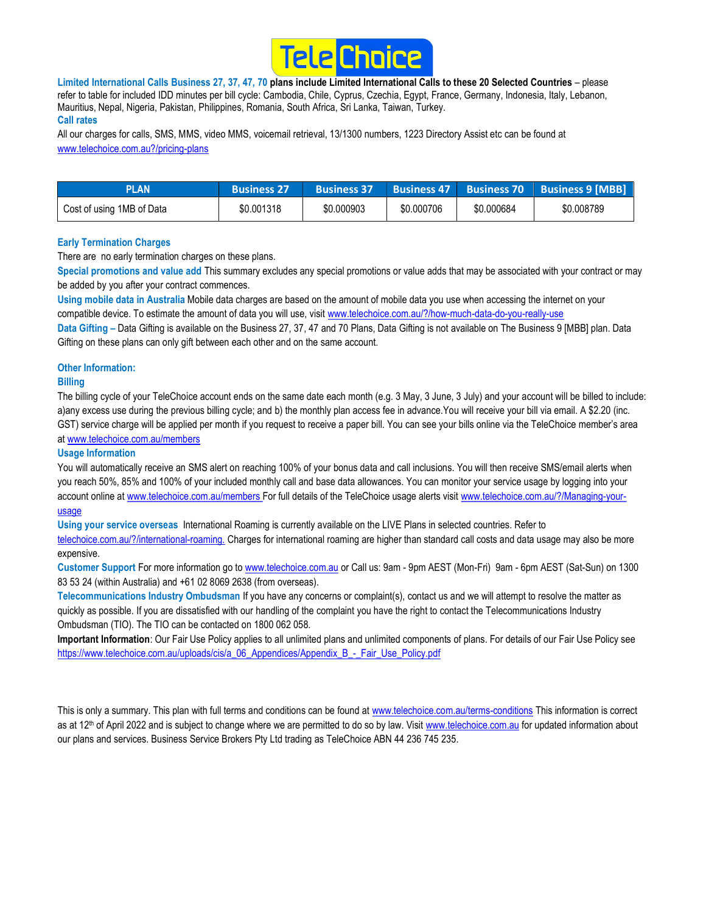**TeleChoice**

**Limited International Calls Business 27, 37, 47, 70 plans include Limited International Calls to these 20 Selected Countries** – please refer to table for included IDD minutes per bill cycle: Cambodia, Chile, Cyprus, Czechia, Egypt, France, Germany, Indonesia, Italy, Lebanon, Mauritius, Nepal, Nigeria, Pakistan, Philippines, Romania, South Africa, Sri Lanka, Taiwan, Turkey.

**Call rates**

All our charges for calls, SMS, MMS, video MMS, voicemail retrieval, 13/1300 numbers, 1223 Directory Assist etc can be found at www.telechoice.com.au?/pricing-plans

| PLAN | Business 27 | Business 37 | Business 47 | Business 70 | Business 9 [MBB] |
|---|---|---|---|---|---|
| Cost of using 1MB of Data | $0.001318 | $0.000903 | $0.000706 | $0.000684 | $0.008789 |

**Early Termination Charges**

There are no early termination charges on these plans.

**Special promotions and value add** This summary excludes any special promotions or value adds that may be associated with your contract or may be added by you after your contract commences.

**Using mobile data in Australia** Mobile data charges are based on the amount of mobile data you use when accessing the internet on your compatible device. To estimate the amount of data you will use, visit www.telechoice.com.au/?/how-much-data-do-you-really-use

**Data Gifting –** Data Gifting is available on the Business 27, 37, 47 and 70 Plans, Data Gifting is not available on The Business 9 [MBB] plan. Data Gifting on these plans can only gift between each other and on the same account.

**Other Information:**

**Billing**

The billing cycle of your TeleChoice account ends on the same date each month (e.g. 3 May, 3 June, 3 July) and your account will be billed to include: a)any excess use during the previous billing cycle; and b) the monthly plan access fee in advance.You will receive your bill via email. A $2.20 (inc. GST) service charge will be applied per month if you request to receive a paper bill. You can see your bills online via the TeleChoice member's area at www.telechoice.com.au/members

**Usage Information**

You will automatically receive an SMS alert on reaching 100% of your bonus data and call inclusions. You will then receive SMS/email alerts when you reach 50%, 85% and 100% of your included monthly call and base data allowances. You can monitor your service usage by logging into your account online at www.telechoice.com.au/members For full details of the TeleChoice usage alerts visit www.telechoice.com.au/?/Managing-your-usage

**Using your service overseas** International Roaming is currently available on the LIVE Plans in selected countries. Refer to telechoice.com.au/?/international-roaming. Charges for international roaming are higher than standard call costs and data usage may also be more expensive.

**Customer Support** For more information go to www.telechoice.com.au or Call us: 9am - 9pm AEST (Mon-Fri) 9am - 6pm AEST (Sat-Sun) on 1300 83 53 24 (within Australia) and +61 02 8069 2638 (from overseas).

**Telecommunications Industry Ombudsman** If you have any concerns or complaint(s), contact us and we will attempt to resolve the matter as quickly as possible. If you are dissatisfied with our handling of the complaint you have the right to contact the Telecommunications Industry Ombudsman (TIO). The TIO can be contacted on 1800 062 058.

**Important Information**: Our Fair Use Policy applies to all unlimited plans and unlimited components of plans. For details of our Fair Use Policy see https://www.telechoice.com.au/uploads/cis/a_06_Appendices/Appendix_B_-_Fair_Use_Policy.pdf

This is only a summary. This plan with full terms and conditions can be found at www.telechoice.com.au/terms-conditions This information is correct as at 12th of April 2022 and is subject to change where we are permitted to do so by law. Visit www.telechoice.com.au for updated information about our plans and services. Business Service Brokers Pty Ltd trading as TeleChoice ABN 44 236 745 235.